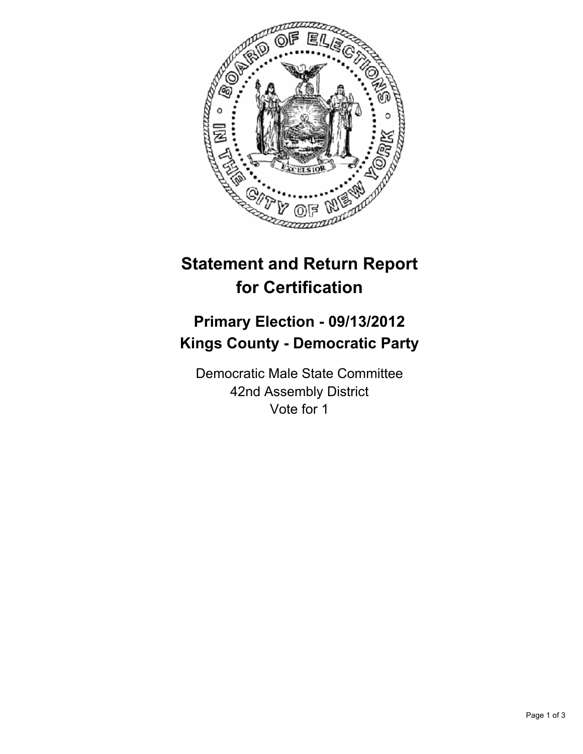# Statement and Return Report for Certification

## Primary Election - 09/13/2012
## Kings County - Democratic Party

Democratic Male State Committee
42nd Assembly District
Vote for 1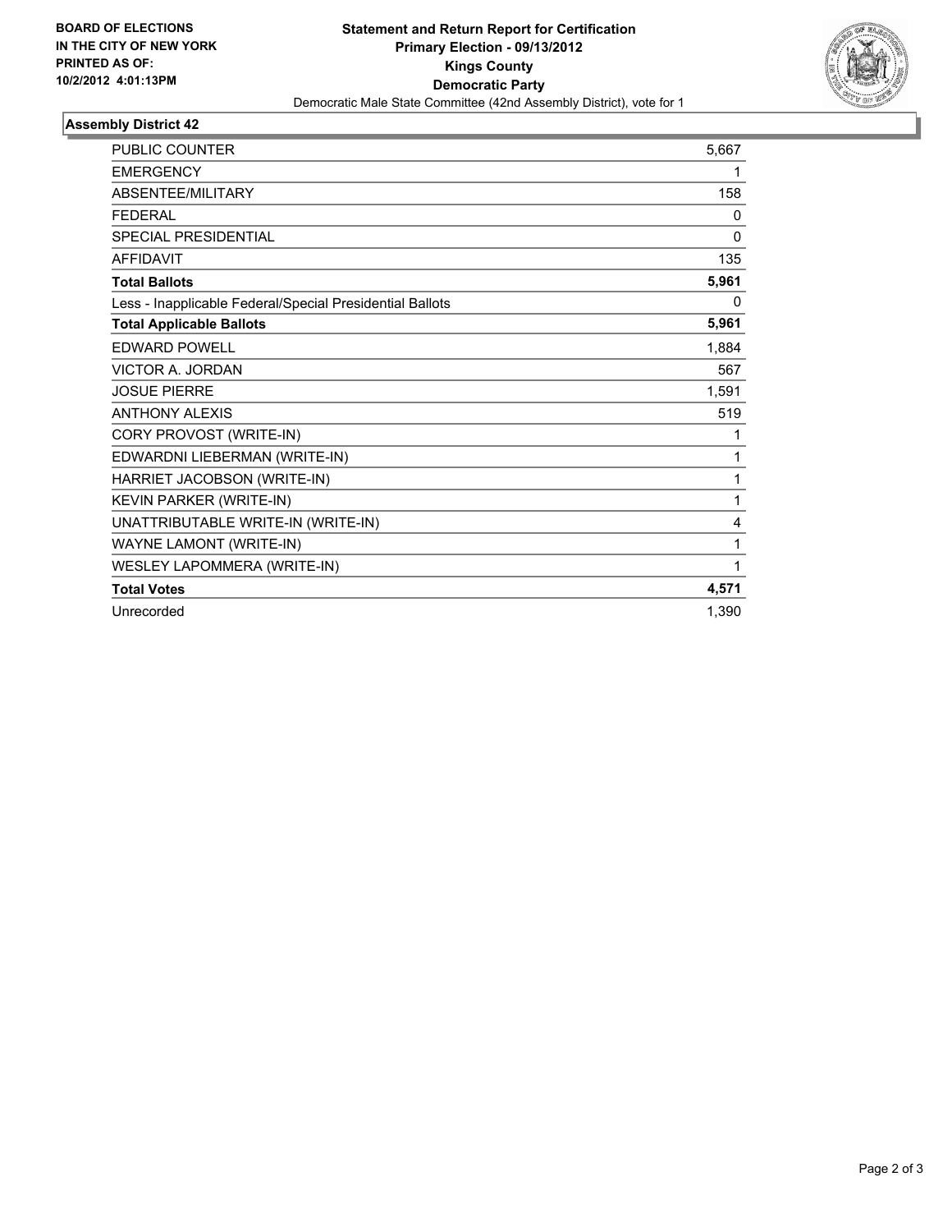**BOARD OF ELECTIONS IN THE CITY OF NEW YORK PRINTED AS OF: 10/2/2012 4:01:13PM**

# Statement and Return Report for Certification
## Primary Election - 09/13/2012
## Kings County
## Democratic Party
Democratic Male State Committee (42nd Assembly District), vote for 1

### Assembly District 42

| | |
|---|---|
| PUBLIC COUNTER | 5,667 |
| EMERGENCY | 1 |
| ABSENTEE/MILITARY | 158 |
| FEDERAL | 0 |
| SPECIAL PRESIDENTIAL | 0 |
| AFFIDAVIT | 135 |
| **Total Ballots** | **5,961** |
| Less - Inapplicable Federal/Special Presidential Ballots | 0 |
| **Total Applicable Ballots** | **5,961** |
| EDWARD POWELL | 1,884 |
| VICTOR A. JORDAN | 567 |
| JOSUE PIERRE | 1,591 |
| ANTHONY ALEXIS | 519 |
| CORY PROVOST (WRITE-IN) | 1 |
| EDWARDNI LIEBERMAN (WRITE-IN) | 1 |
| HARRIET JACOBSON (WRITE-IN) | 1 |
| KEVIN PARKER (WRITE-IN) | 1 |
| UNATTRIBUTABLE WRITE-IN (WRITE-IN) | 4 |
| WAYNE LAMONT (WRITE-IN) | 1 |
| WESLEY LAPOMMERA (WRITE-IN) | 1 |
| **Total Votes** | **4,571** |
| Unrecorded | 1,390 |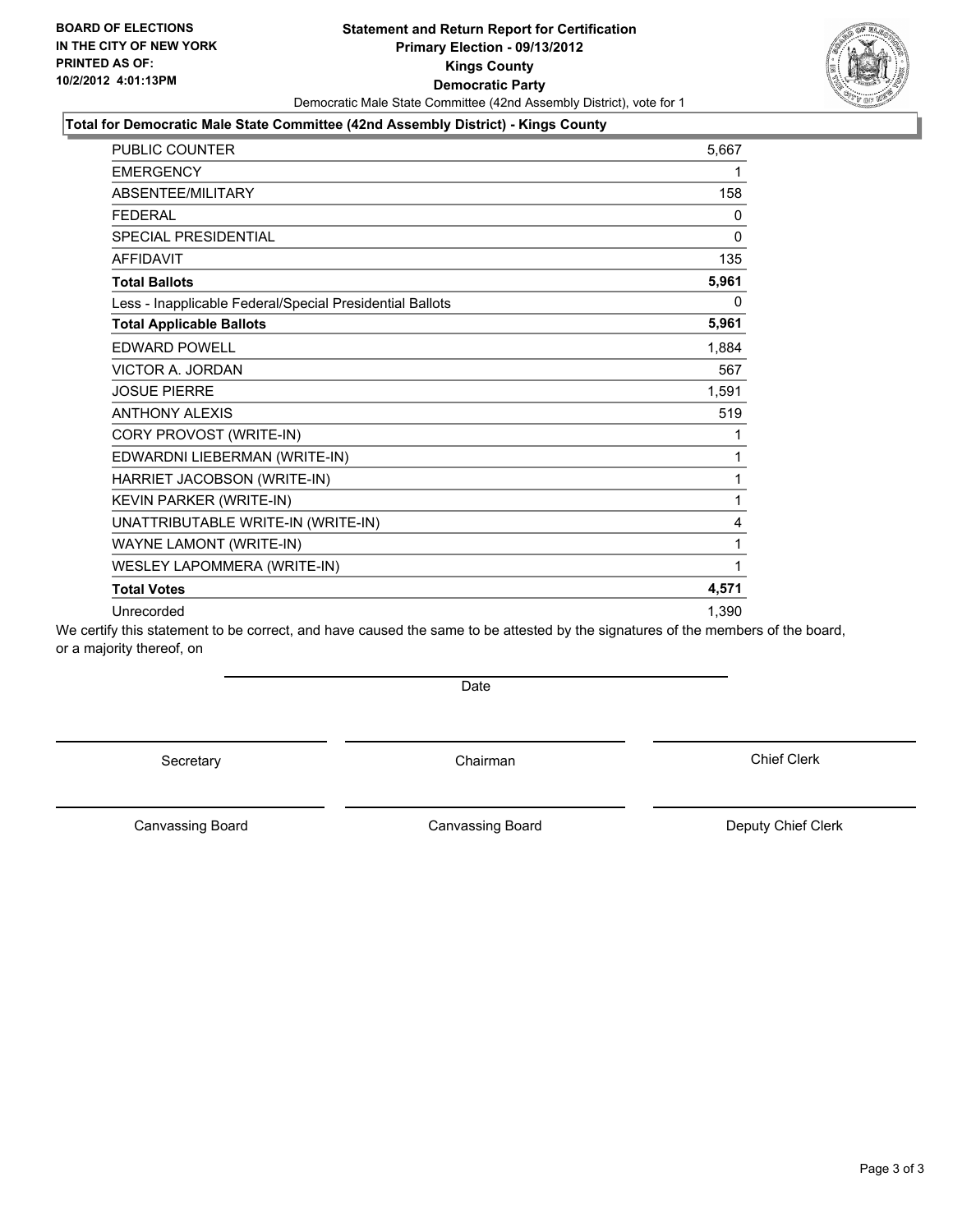**BOARD OF ELECTIONS**
**IN THE CITY OF NEW YORK**
**PRINTED AS OF:**
**10/2/2012 4:01:13PM**

**Statement and Return Report for Certification**
**Primary Election - 09/13/2012**
**Kings County**
**Democratic Party**
Democratic Male State Committee (42nd Assembly District), vote for 1

**Total for Democratic Male State Committee (42nd Assembly District) - Kings County**

| | |
|---|---|
| PUBLIC COUNTER | 5,667 |
| EMERGENCY | 1 |
| ABSENTEE/MILITARY | 158 |
| FEDERAL | 0 |
| SPECIAL PRESIDENTIAL | 0 |
| AFFIDAVIT | 135 |
| **Total Ballots** | **5,961** |
| Less - Inapplicable Federal/Special Presidential Ballots | 0 |
| **Total Applicable Ballots** | **5,961** |
| EDWARD POWELL | 1,884 |
| VICTOR A. JORDAN | 567 |
| JOSUE PIERRE | 1,591 |
| ANTHONY ALEXIS | 519 |
| CORY PROVOST (WRITE-IN) | 1 |
| EDWARDNI LIEBERMAN (WRITE-IN) | 1 |
| HARRIET JACOBSON (WRITE-IN) | 1 |
| KEVIN PARKER (WRITE-IN) | 1 |
| UNATTRIBUTABLE WRITE-IN (WRITE-IN) | 4 |
| WAYNE LAMONT (WRITE-IN) | 1 |
| WESLEY LAPOMMERA (WRITE-IN) | 1 |
| **Total Votes** | **4,571** |
| Unrecorded | 1,390 |

We certify this statement to be correct, and have caused the same to be attested by the signatures of the members of the board, or a majority thereof, on

Date

Secretary | Chairman | Chief Clerk

Canvassing Board | Canvassing Board | Deputy Chief Clerk